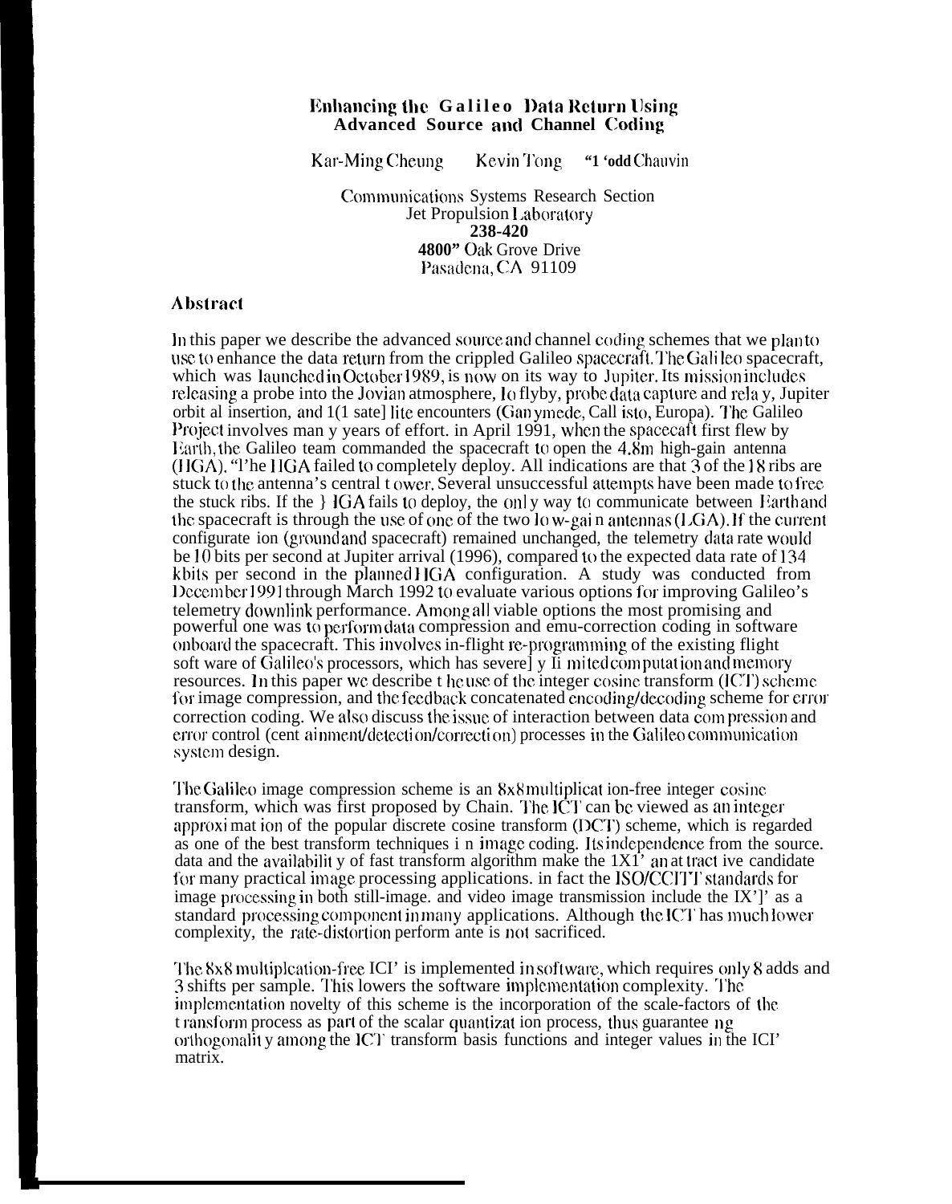# Enhancing the Galileo Data Return Using Advanced Source and Channel Coding

Kar-Ming Cheung  Kevin Tong  Todd Chauvin

Communications Systems Research Section
Jet Propulsion Laboratory
238-420
4800 Oak Grove Drive
Pasadena, CA 91109

## Abstract

In this paper we describe the advanced source and channel coding schemes that we plan to use to enhance the data return from the crippled Galileo spacecraft. The Galileo spacecraft, which was launched in October 1989, is now on its way to Jupiter. Its mission includes releasing a probe into the Jovian atmosphere, Io flyby, probe data capture and relay, Jupiter orbit al insertion, and 10 satellite encounters (Ganymede, Callisto, Europa). The Galileo Project involves many years of effort. in April 1991, when the spacecaft first flew by Earth, the Galileo team commanded the spacecraft to open the 4.8m high-gain antenna (HGA). The HGA failed to completely deploy. All indications are that 3 of the 18 ribs are stuck to the antenna's central tower. Several unsuccessful attempts have been made to free the stuck ribs. If the HGA fails to deploy, the only way to communicate between Earth and the spacecraft is through the use of one of the two low-gain antennas (LGA). If the current configuration (ground and spacecraft) remained unchanged, the telemetry data rate would be 10 bits per second at Jupiter arrival (1996), compared to the expected data rate of 134 kbits per second in the planned HGA configuration. A study was conducted from December 1991 through March 1992 to evaluate various options for improving Galileo's telemetry downlink performance. Among all viable options the most promising and powerful one was to perform data compression and emu-correction coding in software onboard the spacecraft. This involves in-flight re-programming of the existing flight software of Galileo's processors, which has severely limited computation and memory resources. In this paper we describe the use of the integer cosine transform (ICT) scheme for image compression, and the feedback concatenated encoding/decoding scheme for error correction coding. We also discuss the issue of interaction between data compression and error control (containment/detection/correction) processes in the Galileo communication system design.

The Galileo image compression scheme is an 8x8 multiplication-free integer cosine transform, which was first proposed by Chain. The ICT can be viewed as an integer approximation of the popular discrete cosine transform (DCT) scheme, which is regarded as one of the best transform techniques in image coding. Its independence from the source. data and the availability of fast transform algorithm make the 1X1' an attractive candidate for many practical image processing applications. in fact the ISO/CCITT standards for image processing in both still-image. and video image transmission include the IX'']' as a standard processing component in many applications. Although the ICT has much lower complexity, the rate-distortion performance is not sacrificed.

The 8x8 multiplcation-free ICT is implemented in software, which requires only 8 adds and 3 shifts per sample. This lowers the software implementation complexity. The implementation novelty of this scheme is the incorporation of the scale-factors of the transform process as part of the scalar quantization process, thus guaranteeing orthogonality among the ICT transform basis functions and integer values in the ICT matrix.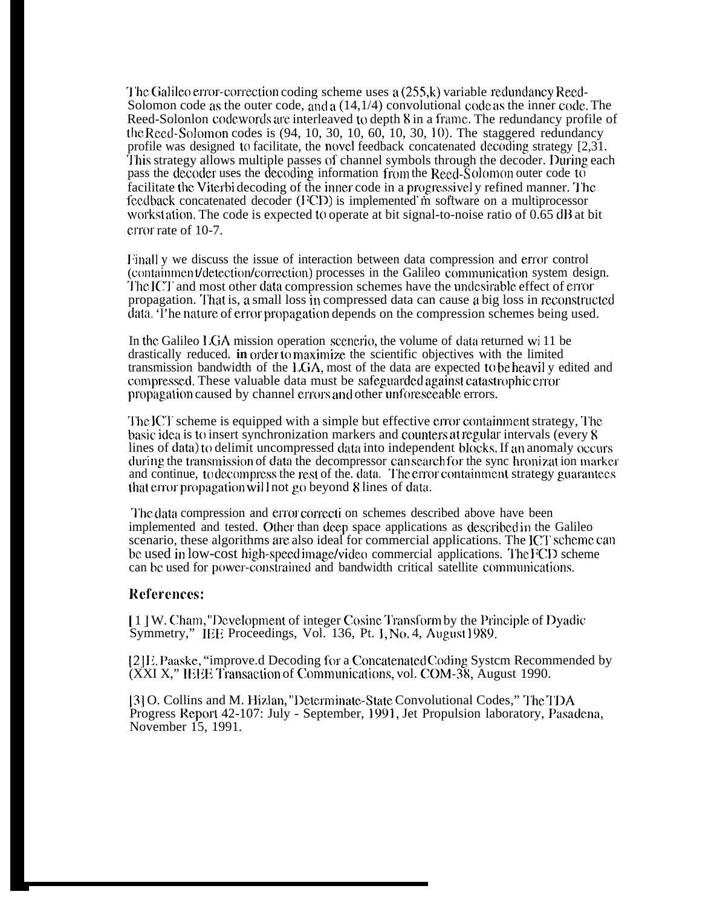The Galileo error-correction coding scheme uses a (255,k) variable redundancy Reed-Solomon code as the outer code, and a (14,1/4) convolutional code as the inner code. The Reed-Solonlon codewords are interleaved to depth 8 in a frame. The redundancy profile of the Reed-Solomon codes is (94, 10, 30, 10, 60, 10, 30, 10). The staggered redundancy profile was designed to facilitate, the novel feedback concatenated decoding strategy [2,31. This strategy allows multiple passes of channel symbols through the decoder. During each pass the decoder uses the decoding information from the Reed-Solomon outer code to facilitate the Viterbi decoding of the inner code in a progressivel y refined manner. The feedback concatenated decoder (FCD) is implemented in software on a multiprocessor workstation. The code is expected to operate at bit signal-to-noise ratio of 0.65 dB at bit error rate of 10-7.

Finall y we discuss the issue of interaction between data compression and error control (containment/detection/correction) processes in the Galileo communication system design. The ICT and most other data compression schemes have the undesirable effect of error propagation. That is, a small loss in compressed data can cause a big loss in reconstructed data. The nature of error propagation depends on the compression schemes being used.

In the Galileo LGA mission operation scenerio, the volume of data returned wi 11 be drastically reduced. **in** order to maximize the scientific objectives with the limited transmission bandwidth of the LGA, most of the data are expected to be heavil y edited and compressed. These valuable data must be safeguarded against catastrophic error propagation caused by channel errors and other unforeseeable errors.

The ICT scheme is equipped with a simple but effective error containment strategy, The basic idea is to insert synchronization markers and counters at regular intervals (every 8 lines of data) to delimit uncompressed data into independent blocks. If an anomaly occurs during the transmission of data the decompressor can search for the sync hronizat ion marker and continue, to decompress the rest of the. data. The error containment strategy guarantees that error propagation wil l not go beyond 8 lines of data.

The data compression and error correcti on schemes described above have been implemented and tested. Other than deep space applications as described in the Galileo scenario, these algorithms are also ideal for commercial applications. The ICT scheme can be used in low-cost high-speed image/video commercial applications. The FCD scheme can be used for power-constrained and bandwidth critical satellite communications.

## References:

[1] W. Cham, "Development of integer Cosine Transform by the Principle of Dyadic Symmetry," IEE Proceedings, Vol. 136, Pt. I, No. 4, August 1989.

[2] E. Paaske, "improve.d Decoding for a Concatenated Coding System Recommended by CCSDS," IEEE Transaction of Communications, vol. COM-38, August 1990.

[3] O. Collins and M. Hizlan, "Determinate-State Convolutional Codes," The TDA Progress Report 42-107: July - September, 1991, Jet Propulsion laboratory, Pasadena, November 15, 1991.